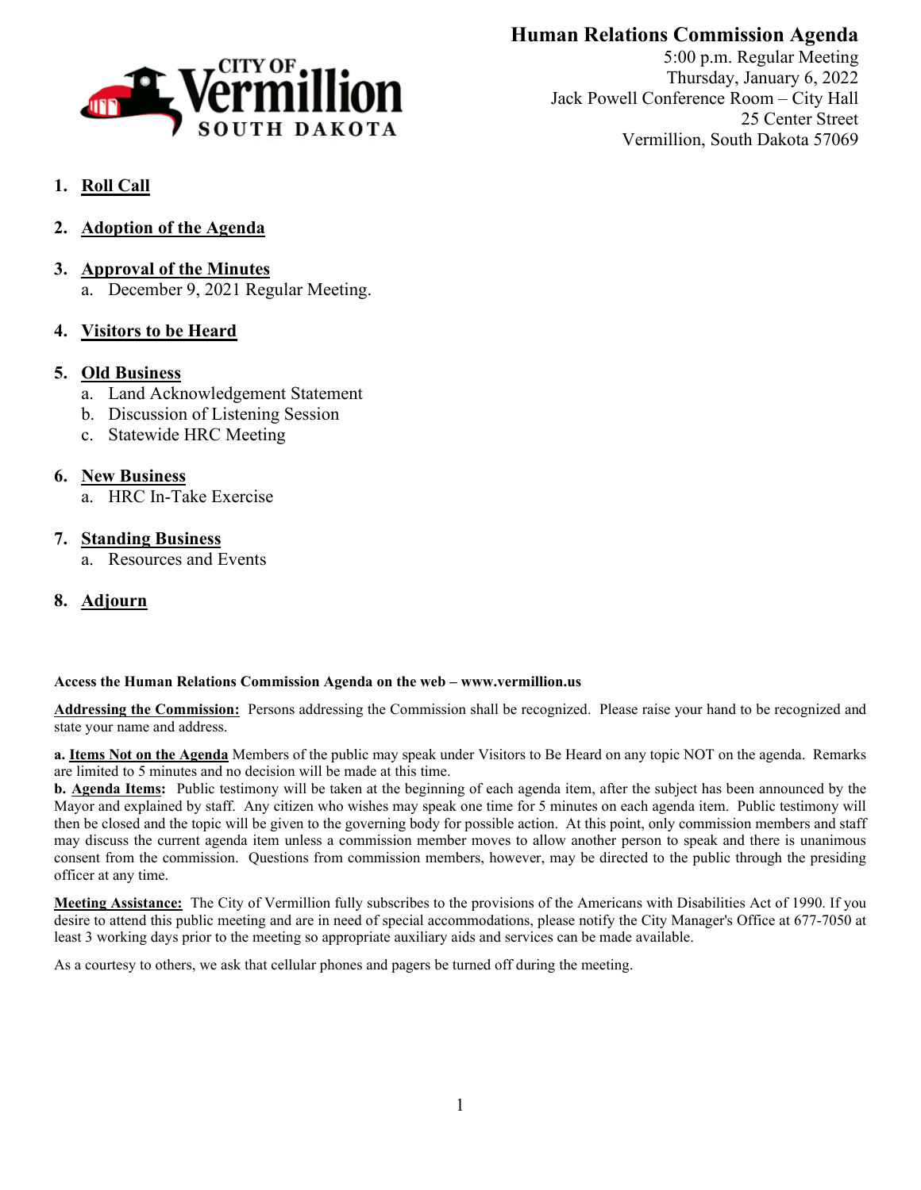# Human Relations Commission Agenda

5:00 p.m. Regular Meeting
Thursday, January 6, 2022
Jack Powell Conference Room – City Hall
25 Center Street
Vermillion, South Dakota 57069

1. **Roll Call**

2. **Adoption of the Agenda**

3. **Approval of the Minutes**
   a. December 9, 2021 Regular Meeting.

4. **Visitors to be Heard**

5. **Old Business**
   a. Land Acknowledgement Statement
   b. Discussion of Listening Session
   c. Statewide HRC Meeting

6. **New Business**
   a. HRC In-Take Exercise

7. **Standing Business**
   a. Resources and Events

8. **Adjourn**

**Access the Human Relations Commission Agenda on the web – www.vermillion.us**

**Addressing the Commission:** Persons addressing the Commission shall be recognized. Please raise your hand to be recognized and state your name and address.

**a. Items Not on the Agenda** Members of the public may speak under Visitors to Be Heard on any topic NOT on the agenda. Remarks are limited to 5 minutes and no decision will be made at this time.

**b. Agenda Items:** Public testimony will be taken at the beginning of each agenda item, after the subject has been announced by the Mayor and explained by staff. Any citizen who wishes may speak one time for 5 minutes on each agenda item. Public testimony will then be closed and the topic will be given to the governing body for possible action. At this point, only commission members and staff may discuss the current agenda item unless a commission member moves to allow another person to speak and there is unanimous consent from the commission. Questions from commission members, however, may be directed to the public through the presiding officer at any time.

**Meeting Assistance:** The City of Vermillion fully subscribes to the provisions of the Americans with Disabilities Act of 1990. If you desire to attend this public meeting and are in need of special accommodations, please notify the City Manager's Office at 677-7050 at least 3 working days prior to the meeting so appropriate auxiliary aids and services can be made available.

As a courtesy to others, we ask that cellular phones and pagers be turned off during the meeting.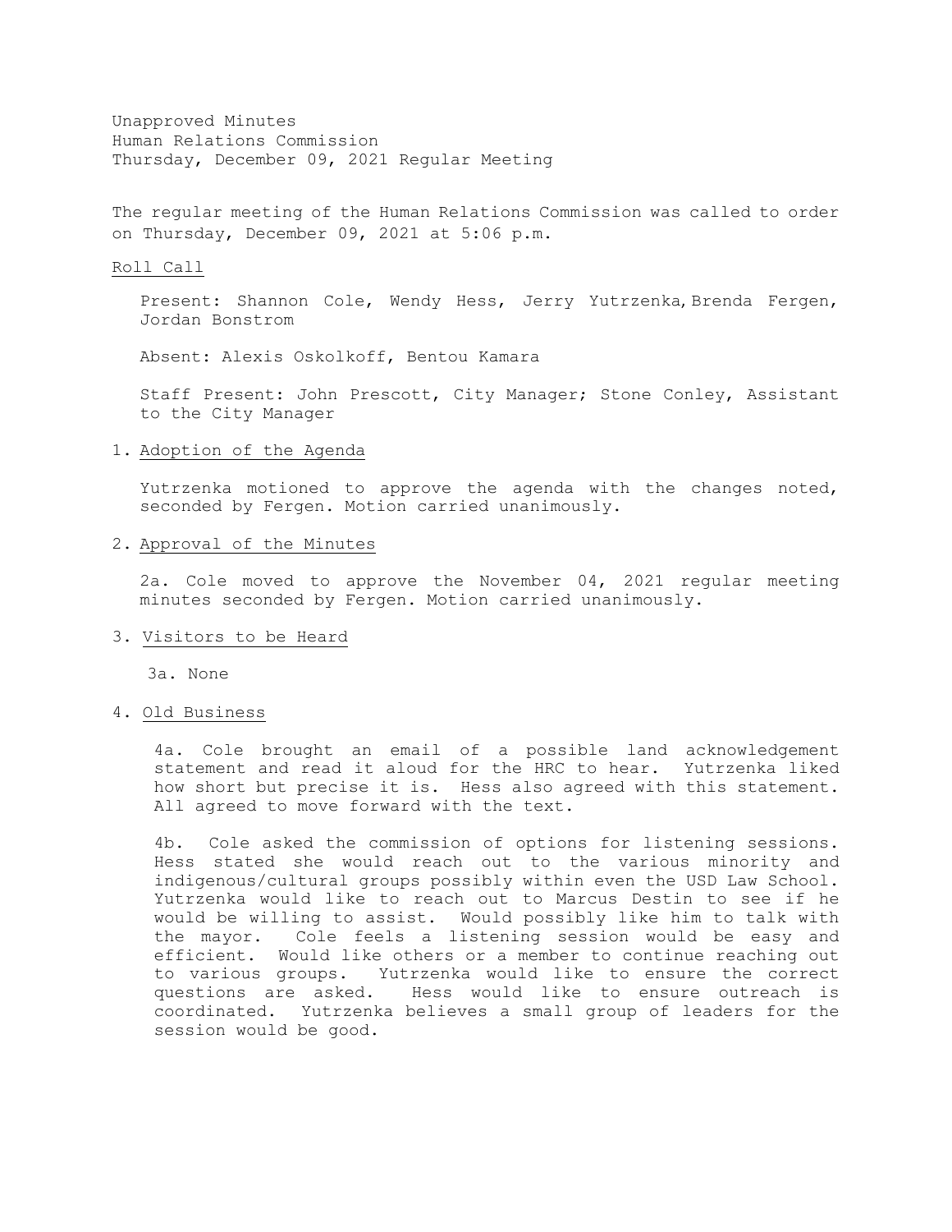Unapproved Minutes
Human Relations Commission
Thursday, December 09, 2021 Regular Meeting

The regular meeting of the Human Relations Commission was called to order on Thursday, December 09, 2021 at 5:06 p.m.

Roll Call

Present: Shannon Cole, Wendy Hess, Jerry Yutrzenka, Brenda Fergen, Jordan Bonstrom

Absent: Alexis Oskolkoff, Bentou Kamara

Staff Present: John Prescott, City Manager; Stone Conley, Assistant to the City Manager

1. Adoption of the Agenda

   Yutrzenka motioned to approve the agenda with the changes noted, seconded by Fergen. Motion carried unanimously.

2. Approval of the Minutes

   2a. Cole moved to approve the November 04, 2021 regular meeting minutes seconded by Fergen. Motion carried unanimously.

3. Visitors to be Heard

   3a. None

4. Old Business

   4a. Cole brought an email of a possible land acknowledgement statement and read it aloud for the HRC to hear. Yutrzenka liked how short but precise it is. Hess also agreed with this statement. All agreed to move forward with the text.

   4b. Cole asked the commission of options for listening sessions. Hess stated she would reach out to the various minority and indigenous/cultural groups possibly within even the USD Law School. Yutrzenka would like to reach out to Marcus Destin to see if he would be willing to assist. Would possibly like him to talk with the mayor. Cole feels a listening session would be easy and efficient. Would like others or a member to continue reaching out to various groups. Yutrzenka would like to ensure the correct questions are asked. Hess would like to ensure outreach is coordinated. Yutrzenka believes a small group of leaders for the session would be good.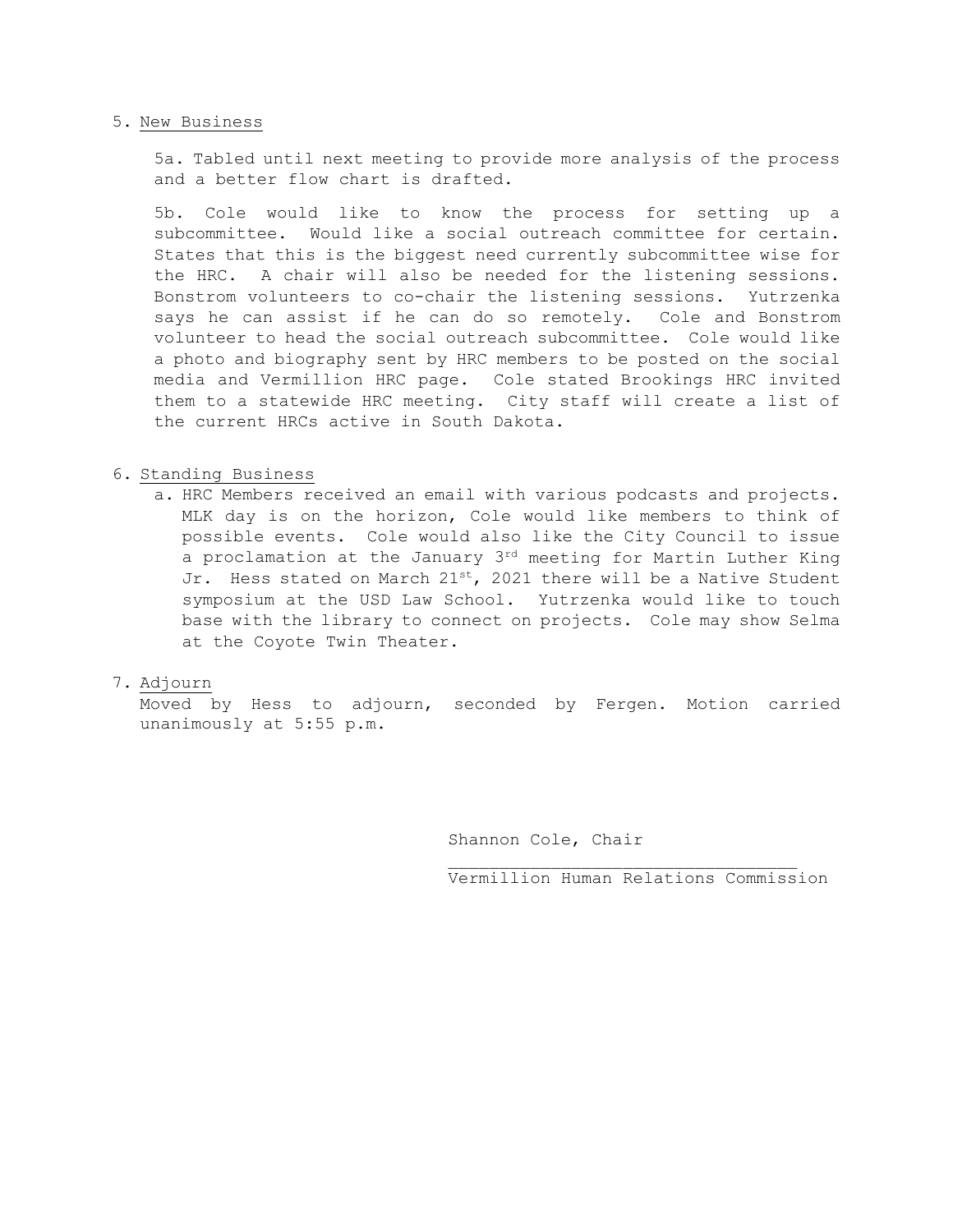5. New Business

5a. Tabled until next meeting to provide more analysis of the process and a better flow chart is drafted.

5b. Cole would like to know the process for setting up a subcommittee. Would like a social outreach committee for certain. States that this is the biggest need currently subcommittee wise for the HRC. A chair will also be needed for the listening sessions. Bonstrom volunteers to co-chair the listening sessions. Yutrzenka says he can assist if he can do so remotely. Cole and Bonstrom volunteer to head the social outreach subcommittee. Cole would like a photo and biography sent by HRC members to be posted on the social media and Vermillion HRC page. Cole stated Brookings HRC invited them to a statewide HRC meeting. City staff will create a list of the current HRCs active in South Dakota.

6. Standing Business

   a. HRC Members received an email with various podcasts and projects. MLK day is on the horizon, Cole would like members to think of possible events. Cole would also like the City Council to issue a proclamation at the January 3rd meeting for Martin Luther King Jr. Hess stated on March 21st, 2021 there will be a Native Student symposium at the USD Law School. Yutrzenka would like to touch base with the library to connect on projects. Cole may show Selma at the Coyote Twin Theater.

7. Adjourn

Moved by Hess to adjourn, seconded by Fergen. Motion carried unanimously at 5:55 p.m.

Shannon Cole, Chair

\_\_\_\_\_\_\_\_\_\_\_\_\_\_\_\_\_\_\_\_\_\_\_\_\_\_\_\_\_\_\_\_\_\_\_

Vermillion Human Relations Commission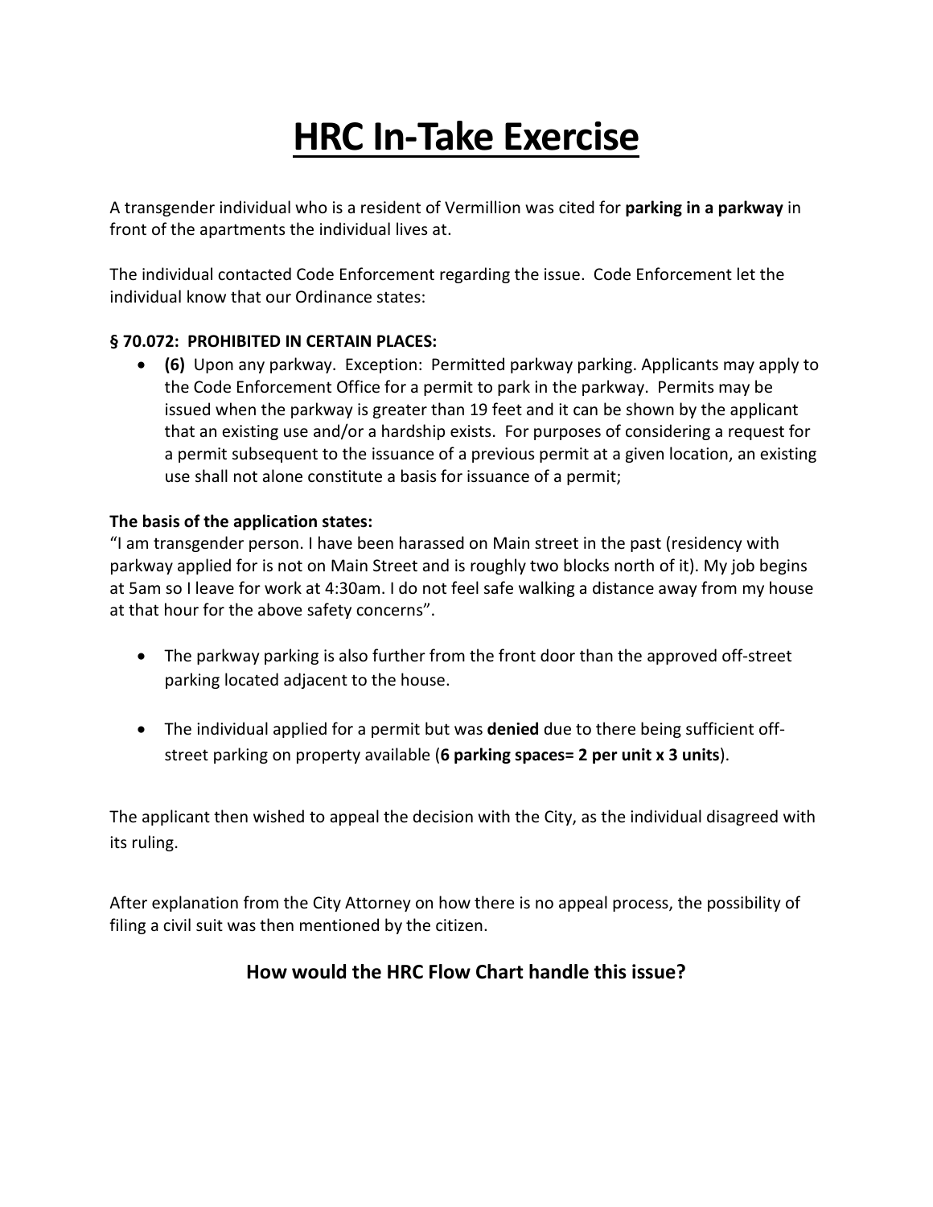# HRC In-Take Exercise

A transgender individual who is a resident of Vermillion was cited for **parking in a parkway** in front of the apartments the individual lives at.

The individual contacted Code Enforcement regarding the issue. Code Enforcement let the individual know that our Ordinance states:

**§ 70.072: PROHIBITED IN CERTAIN PLACES:**

- **(6)** Upon any parkway. Exception: Permitted parkway parking. Applicants may apply to the Code Enforcement Office for a permit to park in the parkway. Permits may be issued when the parkway is greater than 19 feet and it can be shown by the applicant that an existing use and/or a hardship exists. For purposes of considering a request for a permit subsequent to the issuance of a previous permit at a given location, an existing use shall not alone constitute a basis for issuance of a permit;

**The basis of the application states:**

"I am transgender person. I have been harassed on Main street in the past (residency with parkway applied for is not on Main Street and is roughly two blocks north of it). My job begins at 5am so I leave for work at 4:30am. I do not feel safe walking a distance away from my house at that hour for the above safety concerns".

- The parkway parking is also further from the front door than the approved off-street parking located adjacent to the house.
- The individual applied for a permit but was **denied** due to there being sufficient off-street parking on property available (**6 parking spaces= 2 per unit x 3 units**).

The applicant then wished to appeal the decision with the City, as the individual disagreed with its ruling.

After explanation from the City Attorney on how there is no appeal process, the possibility of filing a civil suit was then mentioned by the citizen.

### How would the HRC Flow Chart handle this issue?